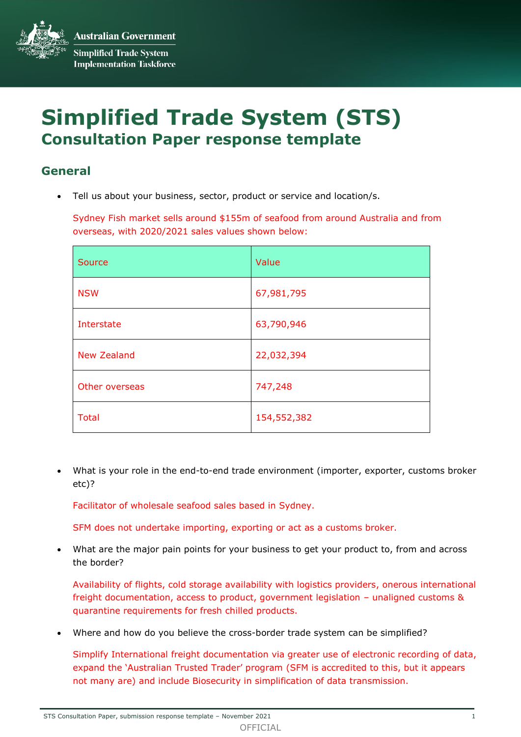Australian Government

Simplified Trade System Implementation Taskforce

# Simplified Trade System (STS)

## Consultation Paper response template

### General

- Tell us about your business, sector, product or service and location/s.

  Sydney Fish market sells around $155m of seafood from around Australia and from overseas, with 2020/2021 sales values shown below:

| Source | Value |
|---|---|
| NSW | 67,981,795 |
| Interstate | 63,790,946 |
| New Zealand | 22,032,394 |
| Other overseas | 747,248 |
| Total | 154,552,382 |

- What is your role in the end-to-end trade environment (importer, exporter, customs broker etc)?

  Facilitator of wholesale seafood sales based in Sydney.

  SFM does not undertake importing, exporting or act as a customs broker.

- What are the major pain points for your business to get your product to, from and across the border?

  Availability of flights, cold storage availability with logistics providers, onerous international freight documentation, access to product, government legislation – unaligned customs & quarantine requirements for fresh chilled products.

- Where and how do you believe the cross-border trade system can be simplified?

  Simplify International freight documentation via greater use of electronic recording of data, expand the 'Australian Trusted Trader' program (SFM is accredited to this, but it appears not many are) and include Biosecurity in simplification of data transmission.

OFFICIAL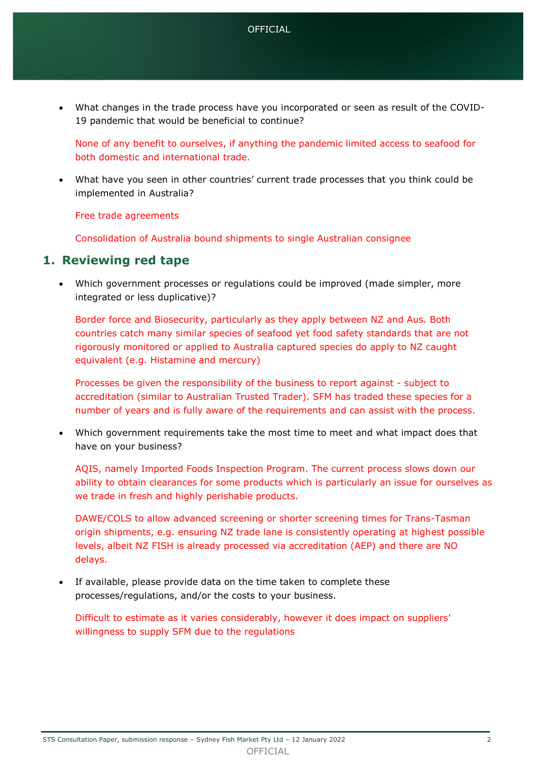- What changes in the trade process have you incorporated or seen as result of the COVID-19 pandemic that would be beneficial to continue?

  None of any benefit to ourselves, if anything the pandemic limited access to seafood for both domestic and international trade.

- What have you seen in other countries' current trade processes that you think could be implemented in Australia?

  Free trade agreements

  Consolidation of Australia bound shipments to single Australian consignee

## 1. Reviewing red tape

- Which government processes or regulations could be improved (made simpler, more integrated or less duplicative)?

  Border force and Biosecurity, particularly as they apply between NZ and Aus. Both countries catch many similar species of seafood yet food safety standards that are not rigorously monitored or applied to Australia captured species do apply to NZ caught equivalent (e.g. Histamine and mercury)

  Processes be given the responsibility of the business to report against - subject to accreditation (similar to Australian Trusted Trader). SFM has traded these species for a number of years and is fully aware of the requirements and can assist with the process.

- Which government requirements take the most time to meet and what impact does that have on your business?

  AQIS, namely Imported Foods Inspection Program. The current process slows down our ability to obtain clearances for some products which is particularly an issue for ourselves as we trade in fresh and highly perishable products.

  DAWE/COLS to allow advanced screening or shorter screening times for Trans-Tasman origin shipments, e.g. ensuring NZ trade lane is consistently operating at highest possible levels, albeit NZ FISH is already processed via accreditation (AEP) and there are NO delays.

- If available, please provide data on the time taken to complete these processes/regulations, and/or the costs to your business.

  Difficult to estimate as it varies considerably, however it does impact on suppliers' willingness to supply SFM due to the regulations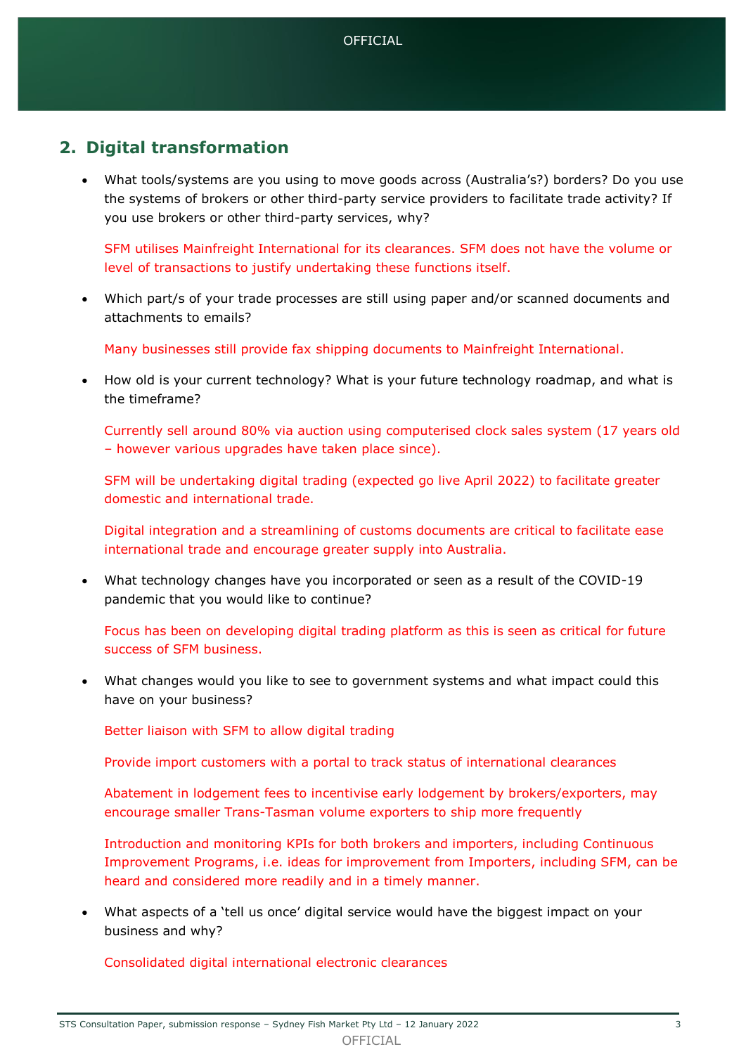## 2. Digital transformation

- What tools/systems are you using to move goods across (Australia's?) borders? Do you use the systems of brokers or other third-party service providers to facilitate trade activity? If you use brokers or other third-party services, why?

  SFM utilises Mainfreight International for its clearances. SFM does not have the volume or level of transactions to justify undertaking these functions itself.

- Which part/s of your trade processes are still using paper and/or scanned documents and attachments to emails?

  Many businesses still provide fax shipping documents to Mainfreight International.

- How old is your current technology? What is your future technology roadmap, and what is the timeframe?

  Currently sell around 80% via auction using computerised clock sales system (17 years old – however various upgrades have taken place since).

  SFM will be undertaking digital trading (expected go live April 2022) to facilitate greater domestic and international trade.

  Digital integration and a streamlining of customs documents are critical to facilitate ease international trade and encourage greater supply into Australia.

- What technology changes have you incorporated or seen as a result of the COVID-19 pandemic that you would like to continue?

  Focus has been on developing digital trading platform as this is seen as critical for future success of SFM business.

- What changes would you like to see to government systems and what impact could this have on your business?

  Better liaison with SFM to allow digital trading

  Provide import customers with a portal to track status of international clearances

  Abatement in lodgement fees to incentivise early lodgement by brokers/exporters, may encourage smaller Trans-Tasman volume exporters to ship more frequently

  Introduction and monitoring KPIs for both brokers and importers, including Continuous Improvement Programs, i.e. ideas for improvement from Importers, including SFM, can be heard and considered more readily and in a timely manner.

- What aspects of a 'tell us once' digital service would have the biggest impact on your business and why?

  Consolidated digital international electronic clearances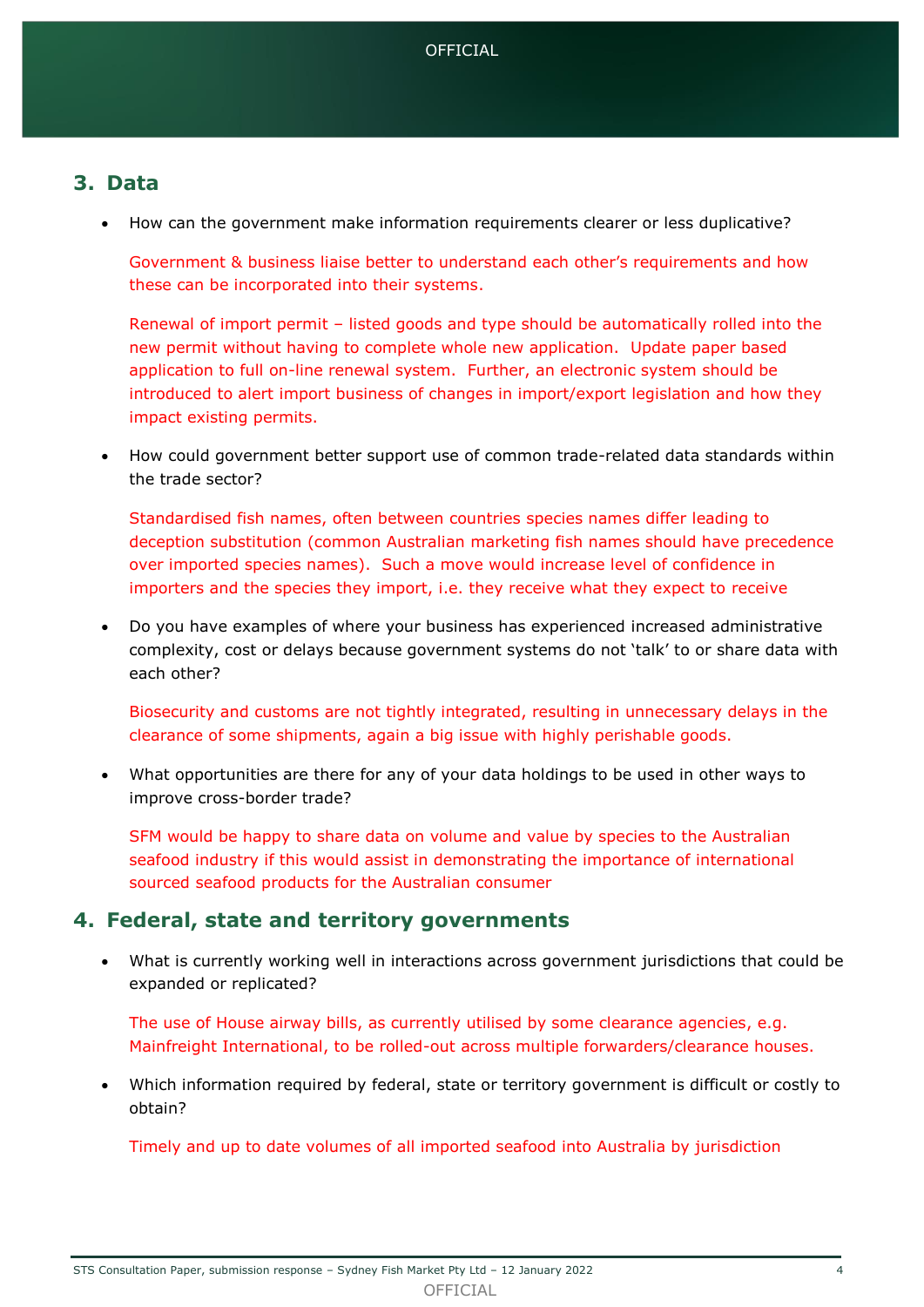## 3. Data

- How can the government make information requirements clearer or less duplicative?

  Government & business liaise better to understand each other's requirements and how these can be incorporated into their systems.

  Renewal of import permit – listed goods and type should be automatically rolled into the new permit without having to complete whole new application. Update paper based application to full on-line renewal system. Further, an electronic system should be introduced to alert import business of changes in import/export legislation and how they impact existing permits.

- How could government better support use of common trade-related data standards within the trade sector?

  Standardised fish names, often between countries species names differ leading to deception substitution (common Australian marketing fish names should have precedence over imported species names). Such a move would increase level of confidence in importers and the species they import, i.e. they receive what they expect to receive

- Do you have examples of where your business has experienced increased administrative complexity, cost or delays because government systems do not 'talk' to or share data with each other?

  Biosecurity and customs are not tightly integrated, resulting in unnecessary delays in the clearance of some shipments, again a big issue with highly perishable goods.

- What opportunities are there for any of your data holdings to be used in other ways to improve cross-border trade?

  SFM would be happy to share data on volume and value by species to the Australian seafood industry if this would assist in demonstrating the importance of international sourced seafood products for the Australian consumer

## 4. Federal, state and territory governments

- What is currently working well in interactions across government jurisdictions that could be expanded or replicated?

  The use of House airway bills, as currently utilised by some clearance agencies, e.g. Mainfreight International, to be rolled-out across multiple forwarders/clearance houses.

- Which information required by federal, state or territory government is difficult or costly to obtain?

  Timely and up to date volumes of all imported seafood into Australia by jurisdiction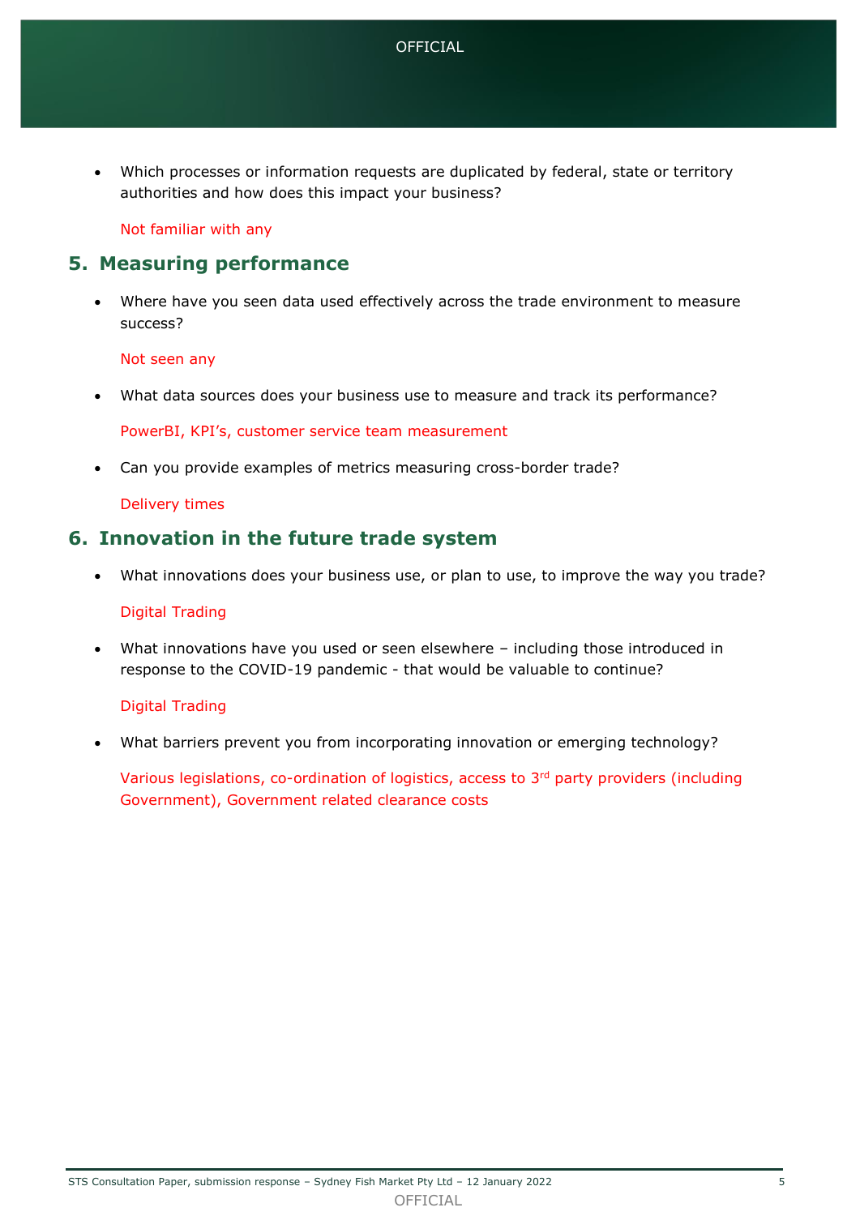- Which processes or information requests are duplicated by federal, state or territory authorities and how does this impact your business?

  Not familiar with any

## 5. Measuring performance

- Where have you seen data used effectively across the trade environment to measure success?

  Not seen any

- What data sources does your business use to measure and track its performance?

  PowerBI, KPI's, customer service team measurement

- Can you provide examples of metrics measuring cross-border trade?

  Delivery times

## 6. Innovation in the future trade system

- What innovations does your business use, or plan to use, to improve the way you trade?

  Digital Trading

- What innovations have you used or seen elsewhere – including those introduced in response to the COVID-19 pandemic - that would be valuable to continue?

  Digital Trading

- What barriers prevent you from incorporating innovation or emerging technology?

  Various legislations, co-ordination of logistics, access to 3rd party providers (including Government), Government related clearance costs